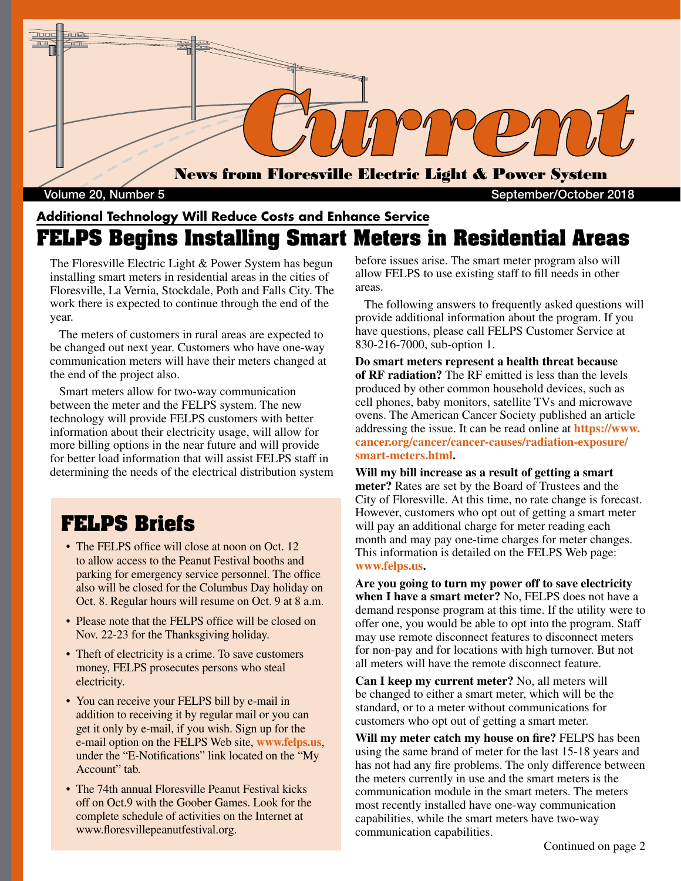# Current

**News from Floresville Electric Light & Power System**

Volume 20, Number 5 — September/October 2018

### Additional Technology Will Reduce Costs and Enhance Service

## FELPS Begins Installing Smart Meters in Residential Areas

The Floresville Electric Light & Power System has begun installing smart meters in residential areas in the cities of Floresville, La Vernia, Stockdale, Poth and Falls City. The work there is expected to continue through the end of the year.

The meters of customers in rural areas are expected to be changed out next year. Customers who have one-way communication meters will have their meters changed at the end of the project also.

Smart meters allow for two-way communication between the meter and the FELPS system. The new technology will provide FELPS customers with better information about their electricity usage, will allow for more billing options in the near future and will provide for better load information that will assist FELPS staff in determining the needs of the electrical distribution system before issues arise. The smart meter program also will allow FELPS to use existing staff to fill needs in other areas.

The following answers to frequently asked questions will provide additional information about the program. If you have questions, please call FELPS Customer Service at 830-216-7000, sub-option 1.

**Do smart meters represent a health threat because of RF radiation?** The RF emitted is less than the levels produced by other common household devices, such as cell phones, baby monitors, satellite TVs and microwave ovens. The American Cancer Society published an article addressing the issue. It can be read online at **https://www.cancer.org/cancer/cancer-causes/radiation-exposure/smart-meters.html.**

**Will my bill increase as a result of getting a smart meter?** Rates are set by the Board of Trustees and the City of Floresville. At this time, no rate change is forecast. However, customers who opt out of getting a smart meter will pay an additional charge for meter reading each month and may pay one-time charges for meter changes. This information is detailed on the FELPS Web page: **www.felps.us.**

**Are you going to turn my power off to save electricity when I have a smart meter?** No, FELPS does not have a demand response program at this time. If the utility were to offer one, you would be able to opt into the program. Staff may use remote disconnect features to disconnect meters for non-pay and for locations with high turnover. But not all meters will have the remote disconnect feature.

**Can I keep my current meter?** No, all meters will be changed to either a smart meter, which will be the standard, or to a meter without communications for customers who opt out of getting a smart meter.

**Will my meter catch my house on fire?** FELPS has been using the same brand of meter for the last 15-18 years and has not had any fire problems. The only difference between the meters currently in use and the smart meters is the communication module in the smart meters. The meters most recently installed have one-way communication capabilities, while the smart meters have two-way communication capabilities.

Continued on page 2

## FELPS Briefs

- The FELPS office will close at noon on Oct. 12 to allow access to the Peanut Festival booths and parking for emergency service personnel. The office also will be closed for the Columbus Day holiday on Oct. 8. Regular hours will resume on Oct. 9 at 8 a.m.
- Please note that the FELPS office will be closed on Nov. 22-23 for the Thanksgiving holiday.
- Theft of electricity is a crime. To save customers money, FELPS prosecutes persons who steal electricity.
- You can receive your FELPS bill by e-mail in addition to receiving it by regular mail or you can get it only by e-mail, if you wish. Sign up for the e-mail option on the FELPS Web site, **www.felps.us**, under the "E-Notifications" link located on the "My Account" tab.
- The 74th annual Floresville Peanut Festival kicks off on Oct.9 with the Goober Games. Look for the complete schedule of activities on the Internet at www.floresvillepeanutfestival.org.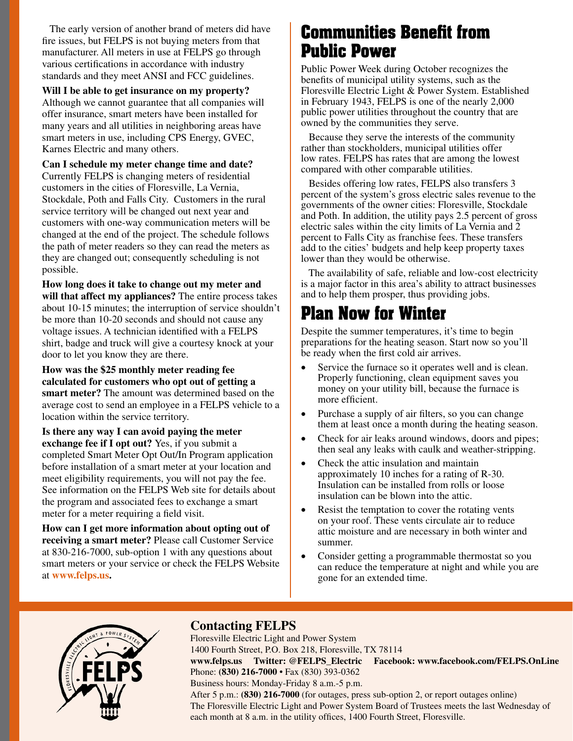The early version of another brand of meters did have fire issues, but FELPS is not buying meters from that manufacturer. All meters in use at FELPS go through various certifications in accordance with industry standards and they meet ANSI and FCC guidelines.

**Will I be able to get insurance on my property?** Although we cannot guarantee that all companies will offer insurance, smart meters have been installed for many years and all utilities in neighboring areas have smart meters in use, including CPS Energy, GVEC, Karnes Electric and many others.

**Can I schedule my meter change time and date?** Currently FELPS is changing meters of residential customers in the cities of Floresville, La Vernia, Stockdale, Poth and Falls City. Customers in the rural service territory will be changed out next year and customers with one-way communication meters will be changed at the end of the project. The schedule follows the path of meter readers so they can read the meters as they are changed out; consequently scheduling is not possible.

**How long does it take to change out my meter and will that affect my appliances?** The entire process takes about 10-15 minutes; the interruption of service shouldn't be more than 10-20 seconds and should not cause any voltage issues. A technician identified with a FELPS shirt, badge and truck will give a courtesy knock at your door to let you know they are there.

**How was the $25 monthly meter reading fee calculated for customers who opt out of getting a smart meter?** The amount was determined based on the average cost to send an employee in a FELPS vehicle to a location within the service territory.

**Is there any way I can avoid paying the meter exchange fee if I opt out?** Yes, if you submit a completed Smart Meter Opt Out/In Program application before installation of a smart meter at your location and meet eligibility requirements, you will not pay the fee. See information on the FELPS Web site for details about the program and associated fees to exchange a smart meter for a meter requiring a field visit.

**How can I get more information about opting out of receiving a smart meter?** Please call Customer Service at 830-216-7000, sub-option 1 with any questions about smart meters or your service or check the FELPS Website at **www.felps.us.**

## Communities Benefit from Public Power

Public Power Week during October recognizes the benefits of municipal utility systems, such as the Floresville Electric Light & Power System. Established in February 1943, FELPS is one of the nearly 2,000 public power utilities throughout the country that are owned by the communities they serve.

Because they serve the interests of the community rather than stockholders, municipal utilities offer low rates. FELPS has rates that are among the lowest compared with other comparable utilities.

Besides offering low rates, FELPS also transfers 3 percent of the system's gross electric sales revenue to the governments of the owner cities: Floresville, Stockdale and Poth. In addition, the utility pays 2.5 percent of gross electric sales within the city limits of La Vernia and 2 percent to Falls City as franchise fees. These transfers add to the cities' budgets and help keep property taxes lower than they would be otherwise.

The availability of safe, reliable and low-cost electricity is a major factor in this area's ability to attract businesses and to help them prosper, thus providing jobs.

## Plan Now for Winter

Despite the summer temperatures, it's time to begin preparations for the heating season. Start now so you'll be ready when the first cold air arrives.

- Service the furnace so it operates well and is clean. Properly functioning, clean equipment saves you money on your utility bill, because the furnace is more efficient.
- Purchase a supply of air filters, so you can change them at least once a month during the heating season.
- Check for air leaks around windows, doors and pipes; then seal any leaks with caulk and weather-stripping.
- Check the attic insulation and maintain approximately 10 inches for a rating of R-30. Insulation can be installed from rolls or loose insulation can be blown into the attic.
- Resist the temptation to cover the rotating vents on your roof. These vents circulate air to reduce attic moisture and are necessary in both winter and summer.
- Consider getting a programmable thermostat so you can reduce the temperature at night and while you are gone for an extended time.

## Contacting FELPS

Floresville Electric Light and Power System
1400 Fourth Street, P.O. Box 218, Floresville, TX 78114
**www.felps.us** **Twitter: @FELPS_Electric** **Facebook: www.facebook.com/FELPS.OnLine**
Phone: **(830) 216-7000** • Fax (830) 393-0362
Business hours: Monday-Friday 8 a.m.-5 p.m.
After 5 p.m.: **(830) 216-7000** (for outages, press sub-option 2, or report outages online)
The Floresville Electric Light and Power System Board of Trustees meets the last Wednesday of each month at 8 a.m. in the utility offices, 1400 Fourth Street, Floresville.